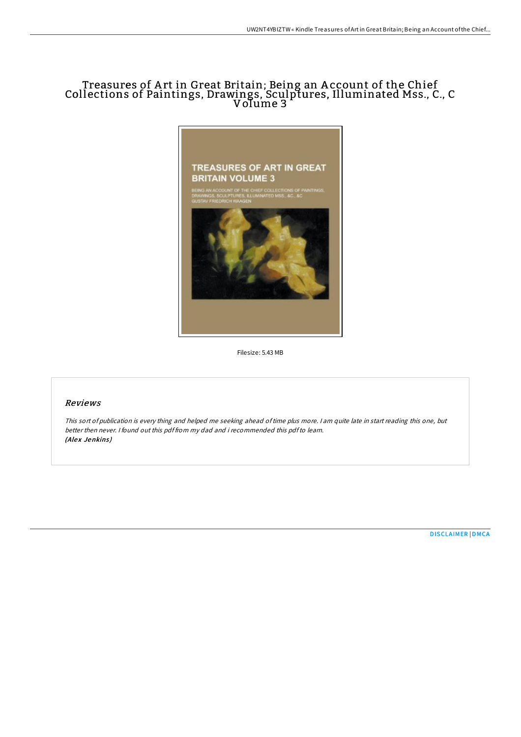# Treasures of Art in Great Britain; Being an Account of the Chief Collections of Paintings, Drawings, Sculptures, Illuminated Mss., C., C Volume 3

Filesize: 5.43 MB

## *Reviews*

*This sort of publication is every thing and helped me seeking ahead of time plus more. I am quite late in start reading this one, but better then never. I found out this pdf from my dad and i recommended this pdf to learn.*
***(Alex Jenkins)***

DISCLAIMER | DMCA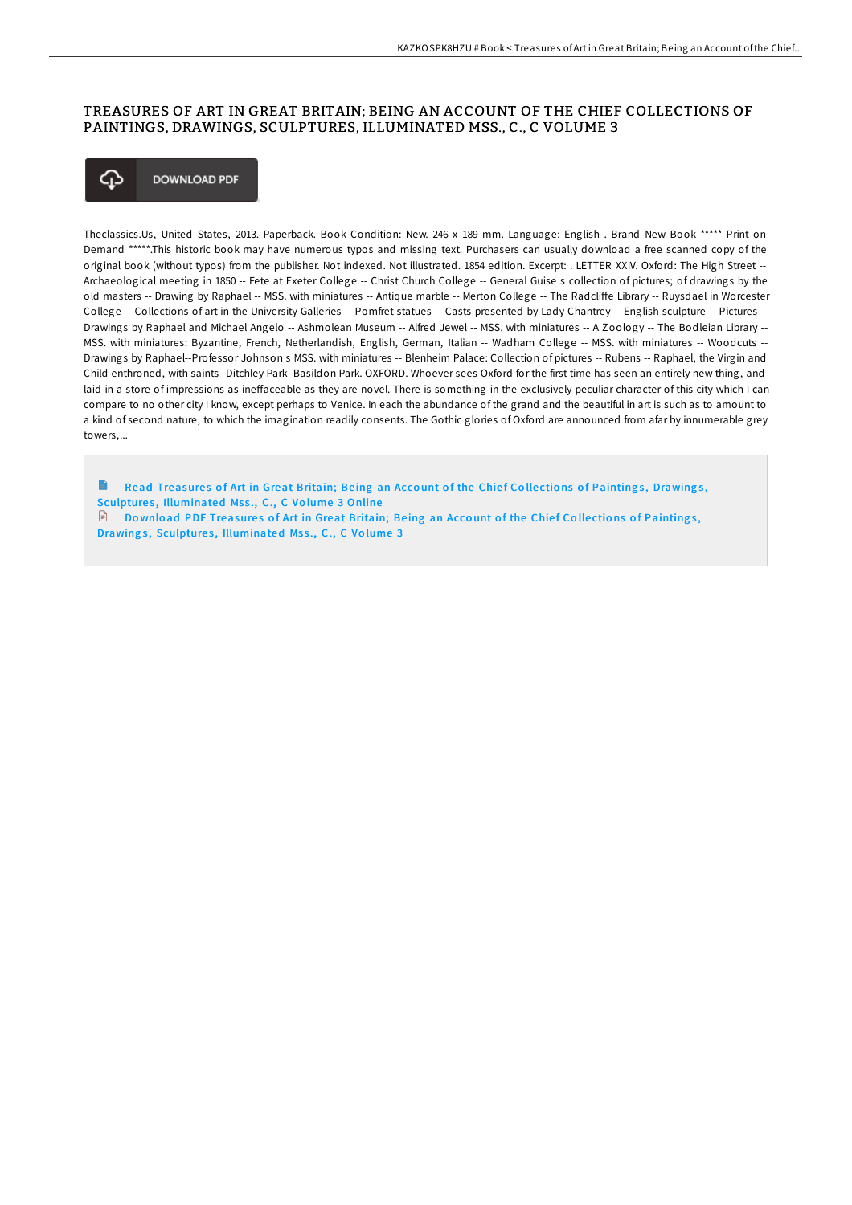# TREASURES OF ART IN GREAT BRITAIN; BEING AN ACCOUNT OF THE CHIEF COLLECTIONS OF PAINTINGS, DRAWINGS, SCULPTURES, ILLUMINATED MSS., C., C VOLUME 3

DOWNLOAD PDF

Theclassics.Us, United States, 2013. Paperback. Book Condition: New. 246 x 189 mm. Language: English . Brand New Book ***** Print on Demand *****.This historic book may have numerous typos and missing text. Purchasers can usually download a free scanned copy of the original book (without typos) from the publisher. Not indexed. Not illustrated. 1854 edition. Excerpt: . LETTER XXIV. Oxford: The High Street -- Archaeological meeting in 1850 -- Fete at Exeter College -- Christ Church College -- General Guise s collection of pictures; of drawings by the old masters -- Drawing by Raphael -- MSS. with miniatures -- Antique marble -- Merton College -- The Radcliffe Library -- Ruysdael in Worcester College -- Collections of art in the University Galleries -- Pomfret statues -- Casts presented by Lady Chantrey -- English sculpture -- Pictures -- Drawings by Raphael and Michael Angelo -- Ashmolean Museum -- Alfred Jewel -- MSS. with miniatures -- A Zoology -- The Bodleian Library -- MSS. with miniatures: Byzantine, French, Netherlandish, English, German, Italian -- Wadham College -- MSS. with miniatures -- Woodcuts -- Drawings by Raphael--Professor Johnson s MSS. with miniatures -- Blenheim Palace: Collection of pictures -- Rubens -- Raphael, the Virgin and Child enthroned, with saints--Ditchley Park--Basildon Park. OXFORD. Whoever sees Oxford for the first time has seen an entirely new thing, and laid in a store of impressions as ineffaceable as they are novel. There is something in the exclusively peculiar character of this city which I can compare to no other city I know, except perhaps to Venice. In each the abundance of the grand and the beautiful in art is such as to amount to a kind of second nature, to which the imagination readily consents. The Gothic glories of Oxford are announced from afar by innumerable grey towers,...

Read Treasures of Art in Great Britain; Being an Account of the Chief Collections of Paintings, Drawings, Sculptures, Illuminated Mss., C., C Volume 3 Online

Download PDF Treasures of Art in Great Britain; Being an Account of the Chief Collections of Paintings, Drawings, Sculptures, Illuminated Mss., C., C Volume 3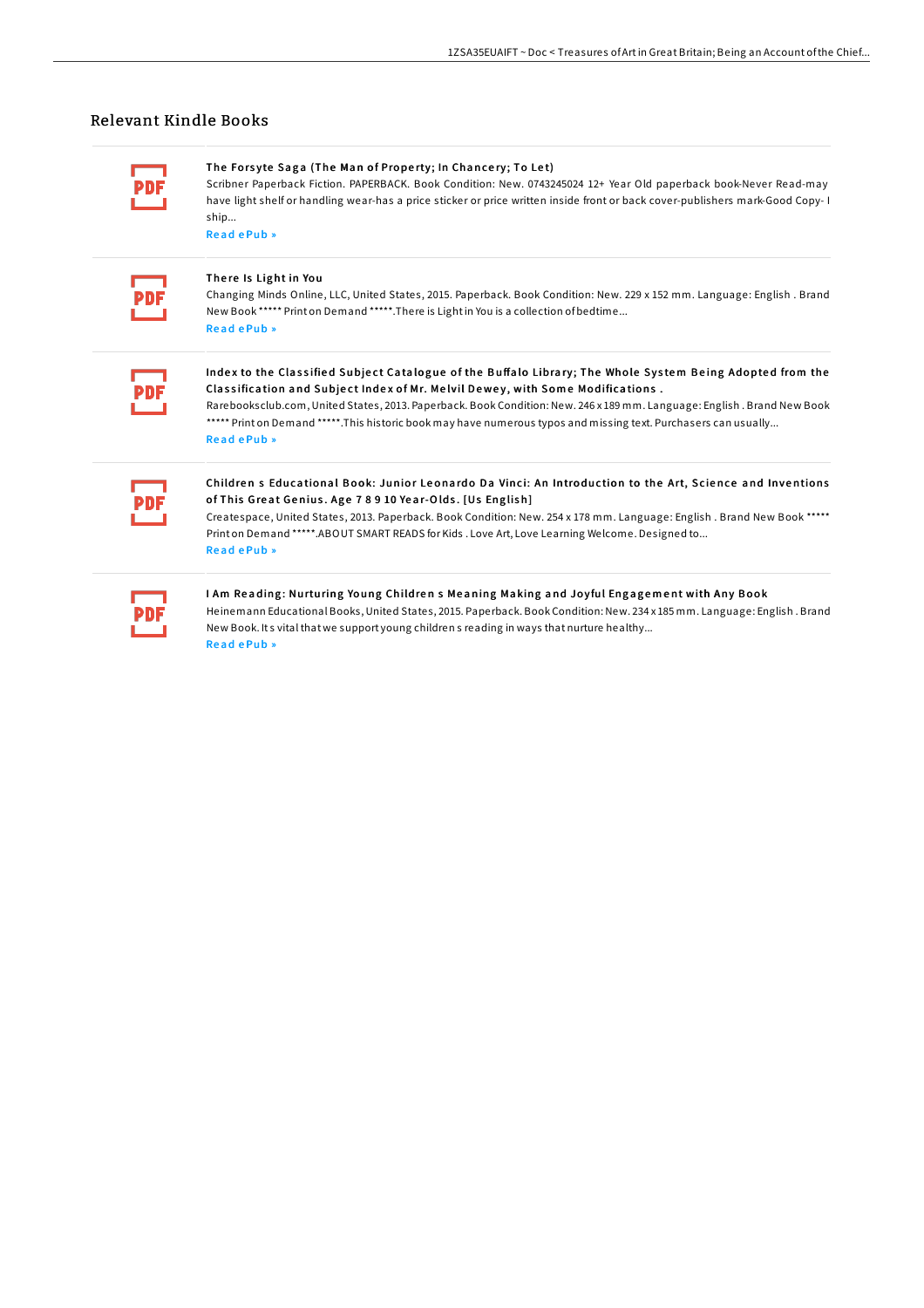## Relevant Kindle Books

### The Forsyte Saga (The Man of Property; In Chancery; To Let)

Scribner Paperback Fiction. PAPERBACK. Book Condition: New. 0743245024 12+ Year Old paperback book-Never Read-may have light shelf or handling wear-has a price sticker or price written inside front or back cover-publishers mark-Good Copy- I ship...

Read ePub »

### There Is Light in You

Changing Minds Online, LLC, United States, 2015. Paperback. Book Condition: New. 229 x 152 mm. Language: English . Brand New Book ***** Print on Demand *****.There is Light in You is a collection of bedtime...

Read ePub »

### Index to the Classified Subject Catalogue of the Buffalo Library; The Whole System Being Adopted from the Classification and Subject Index of Mr. Melvil Dewey, with Some Modifications .

Rarebooksclub.com, United States, 2013. Paperback. Book Condition: New. 246 x 189 mm. Language: English . Brand New Book ***** Print on Demand *****.This historic book may have numerous typos and missing text. Purchasers can usually...

Read ePub »

### Children s Educational Book: Junior Leonardo Da Vinci: An Introduction to the Art, Science and Inventions of This Great Genius. Age 7 8 9 10 Year-Olds. [Us English]

Createspace, United States, 2013. Paperback. Book Condition: New. 254 x 178 mm. Language: English . Brand New Book ***** Print on Demand *****.ABOUT SMART READS for Kids . Love Art, Love Learning Welcome. Designed to...

Read ePub »

### I Am Reading: Nurturing Young Children s Meaning Making and Joyful Engagement with Any Book

Heinemann Educational Books, United States, 2015. Paperback. Book Condition: New. 234 x 185 mm. Language: English . Brand New Book. It s vital that we support young children s reading in ways that nurture healthy...

Read ePub »